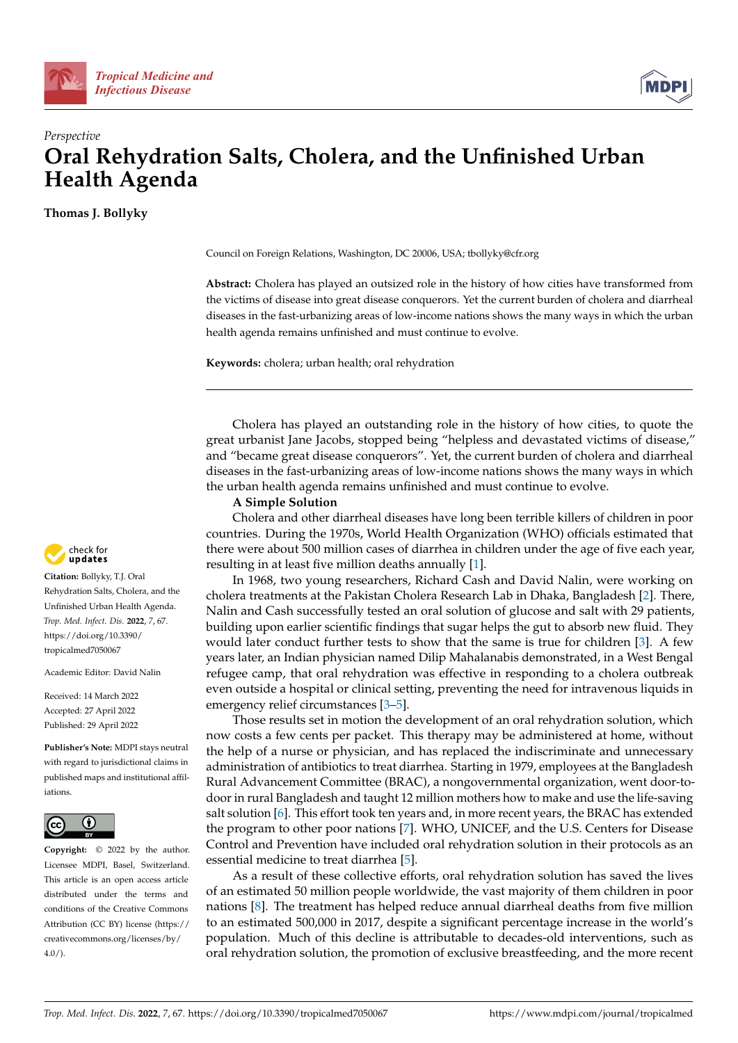*Perspective*

# Oral Rehydration Salts, Cholera, and the Unfinished Urban Health Agenda

**Thomas J. Bollyky**

Council on Foreign Relations, Washington, DC 20006, USA; tbollyky@cfr.org

**Abstract:** Cholera has played an outsized role in the history of how cities have transformed from the victims of disease into great disease conquerors. Yet the current burden of cholera and diarrheal diseases in the fast-urbanizing areas of low-income nations shows the many ways in which the urban health agenda remains unfinished and must continue to evolve.

**Keywords:** cholera; urban health; oral rehydration

**Citation:** Bollyky, T.J. Oral Rehydration Salts, Cholera, and the Unfinished Urban Health Agenda. *Trop. Med. Infect. Dis.* **2022**, *7*, 67. https://doi.org/10.3390/tropicalmed7050067

Academic Editor: David Nalin

Received: 14 March 2022
Accepted: 27 April 2022
Published: 29 April 2022

**Publisher's Note:** MDPI stays neutral with regard to jurisdictional claims in published maps and institutional affiliations.

**Copyright:** © 2022 by the author. Licensee MDPI, Basel, Switzerland. This article is an open access article distributed under the terms and conditions of the Creative Commons Attribution (CC BY) license (https://creativecommons.org/licenses/by/4.0/).

Cholera has played an outstanding role in the history of how cities, to quote the great urbanist Jane Jacobs, stopped being "helpless and devastated victims of disease," and "became great disease conquerors". Yet, the current burden of cholera and diarrheal diseases in the fast-urbanizing areas of low-income nations shows the many ways in which the urban health agenda remains unfinished and must continue to evolve.

**A Simple Solution**

Cholera and other diarrheal diseases have long been terrible killers of children in poor countries. During the 1970s, World Health Organization (WHO) officials estimated that there were about 500 million cases of diarrhea in children under the age of five each year, resulting in at least five million deaths annually [1].

In 1968, two young researchers, Richard Cash and David Nalin, were working on cholera treatments at the Pakistan Cholera Research Lab in Dhaka, Bangladesh [2]. There, Nalin and Cash successfully tested an oral solution of glucose and salt with 29 patients, building upon earlier scientific findings that sugar helps the gut to absorb new fluid. They would later conduct further tests to show that the same is true for children [3]. A few years later, an Indian physician named Dilip Mahalanabis demonstrated, in a West Bengal refugee camp, that oral rehydration was effective in responding to a cholera outbreak even outside a hospital or clinical setting, preventing the need for intravenous liquids in emergency relief circumstances [3–5].

Those results set in motion the development of an oral rehydration solution, which now costs a few cents per packet. This therapy may be administered at home, without the help of a nurse or physician, and has replaced the indiscriminate and unnecessary administration of antibiotics to treat diarrhea. Starting in 1979, employees at the Bangladesh Rural Advancement Committee (BRAC), a nongovernmental organization, went door-to-door in rural Bangladesh and taught 12 million mothers how to make and use the life-saving salt solution [6]. This effort took ten years and, in more recent years, the BRAC has extended the program to other poor nations [7]. WHO, UNICEF, and the U.S. Centers for Disease Control and Prevention have included oral rehydration solution in their protocols as an essential medicine to treat diarrhea [5].

As a result of these collective efforts, oral rehydration solution has saved the lives of an estimated 50 million people worldwide, the vast majority of them children in poor nations [8]. The treatment has helped reduce annual diarrheal deaths from five million to an estimated 500,000 in 2017, despite a significant percentage increase in the world's population. Much of this decline is attributable to decades-old interventions, such as oral rehydration solution, the promotion of exclusive breastfeeding, and the more recent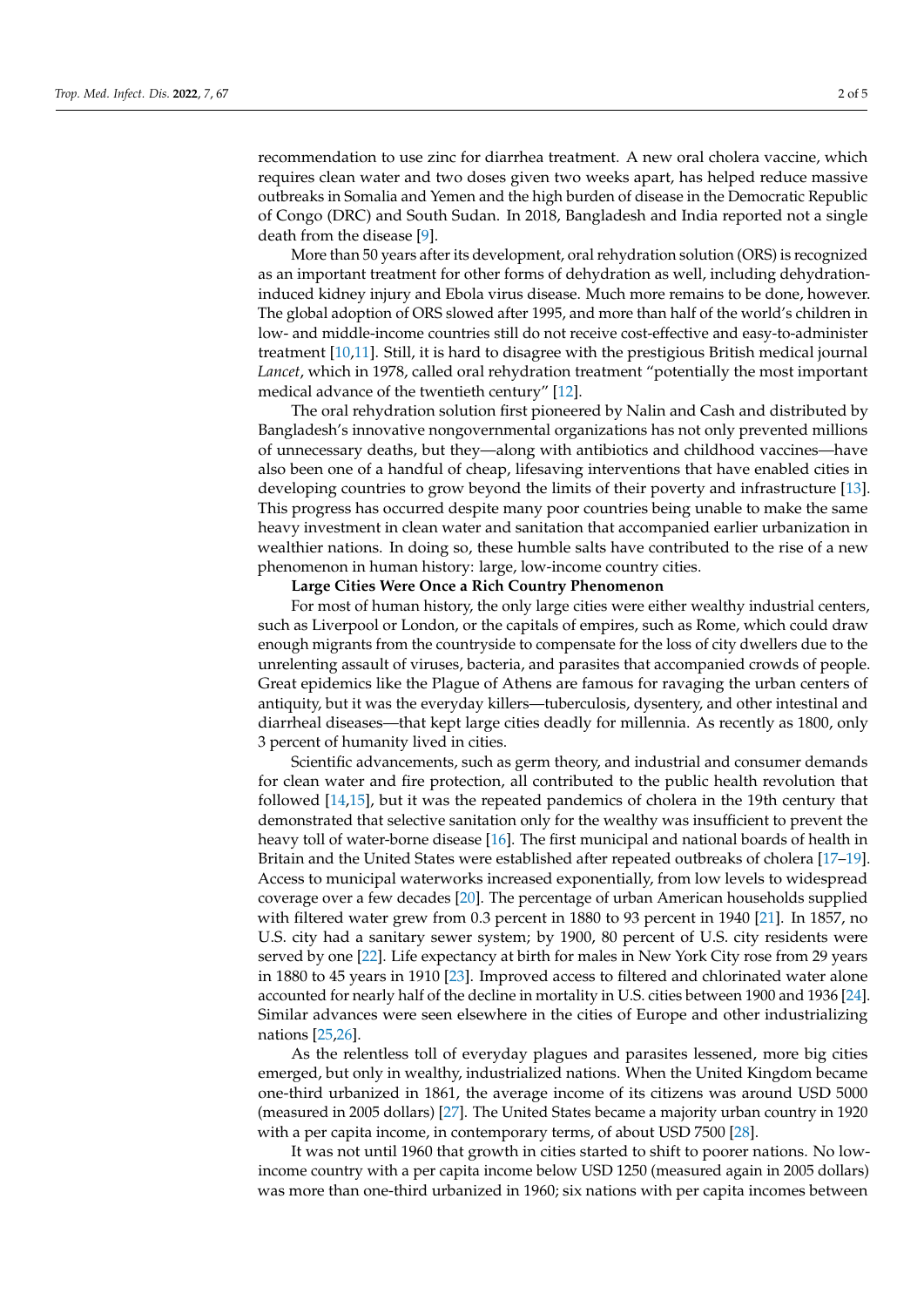recommendation to use zinc for diarrhea treatment. A new oral cholera vaccine, which requires clean water and two doses given two weeks apart, has helped reduce massive outbreaks in Somalia and Yemen and the high burden of disease in the Democratic Republic of Congo (DRC) and South Sudan. In 2018, Bangladesh and India reported not a single death from the disease [9].

More than 50 years after its development, oral rehydration solution (ORS) is recognized as an important treatment for other forms of dehydration as well, including dehydration-induced kidney injury and Ebola virus disease. Much more remains to be done, however. The global adoption of ORS slowed after 1995, and more than half of the world's children in low- and middle-income countries still do not receive cost-effective and easy-to-administer treatment [10,11]. Still, it is hard to disagree with the prestigious British medical journal *Lancet*, which in 1978, called oral rehydration treatment "potentially the most important medical advance of the twentieth century" [12].

The oral rehydration solution first pioneered by Nalin and Cash and distributed by Bangladesh's innovative nongovernmental organizations has not only prevented millions of unnecessary deaths, but they—along with antibiotics and childhood vaccines—have also been one of a handful of cheap, lifesaving interventions that have enabled cities in developing countries to grow beyond the limits of their poverty and infrastructure [13]. This progress has occurred despite many poor countries being unable to make the same heavy investment in clean water and sanitation that accompanied earlier urbanization in wealthier nations. In doing so, these humble salts have contributed to the rise of a new phenomenon in human history: large, low-income country cities.

**Large Cities Were Once a Rich Country Phenomenon**

For most of human history, the only large cities were either wealthy industrial centers, such as Liverpool or London, or the capitals of empires, such as Rome, which could draw enough migrants from the countryside to compensate for the loss of city dwellers due to the unrelenting assault of viruses, bacteria, and parasites that accompanied crowds of people. Great epidemics like the Plague of Athens are famous for ravaging the urban centers of antiquity, but it was the everyday killers—tuberculosis, dysentery, and other intestinal and diarrheal diseases—that kept large cities deadly for millennia. As recently as 1800, only 3 percent of humanity lived in cities.

Scientific advancements, such as germ theory, and industrial and consumer demands for clean water and fire protection, all contributed to the public health revolution that followed [14,15], but it was the repeated pandemics of cholera in the 19th century that demonstrated that selective sanitation only for the wealthy was insufficient to prevent the heavy toll of water-borne disease [16]. The first municipal and national boards of health in Britain and the United States were established after repeated outbreaks of cholera [17–19]. Access to municipal waterworks increased exponentially, from low levels to widespread coverage over a few decades [20]. The percentage of urban American households supplied with filtered water grew from 0.3 percent in 1880 to 93 percent in 1940 [21]. In 1857, no U.S. city had a sanitary sewer system; by 1900, 80 percent of U.S. city residents were served by one [22]. Life expectancy at birth for males in New York City rose from 29 years in 1880 to 45 years in 1910 [23]. Improved access to filtered and chlorinated water alone accounted for nearly half of the decline in mortality in U.S. cities between 1900 and 1936 [24]. Similar advances were seen elsewhere in the cities of Europe and other industrializing nations [25,26].

As the relentless toll of everyday plagues and parasites lessened, more big cities emerged, but only in wealthy, industrialized nations. When the United Kingdom became one-third urbanized in 1861, the average income of its citizens was around USD 5000 (measured in 2005 dollars) [27]. The United States became a majority urban country in 1920 with a per capita income, in contemporary terms, of about USD 7500 [28].

It was not until 1960 that growth in cities started to shift to poorer nations. No low-income country with a per capita income below USD 1250 (measured again in 2005 dollars) was more than one-third urbanized in 1960; six nations with per capita incomes between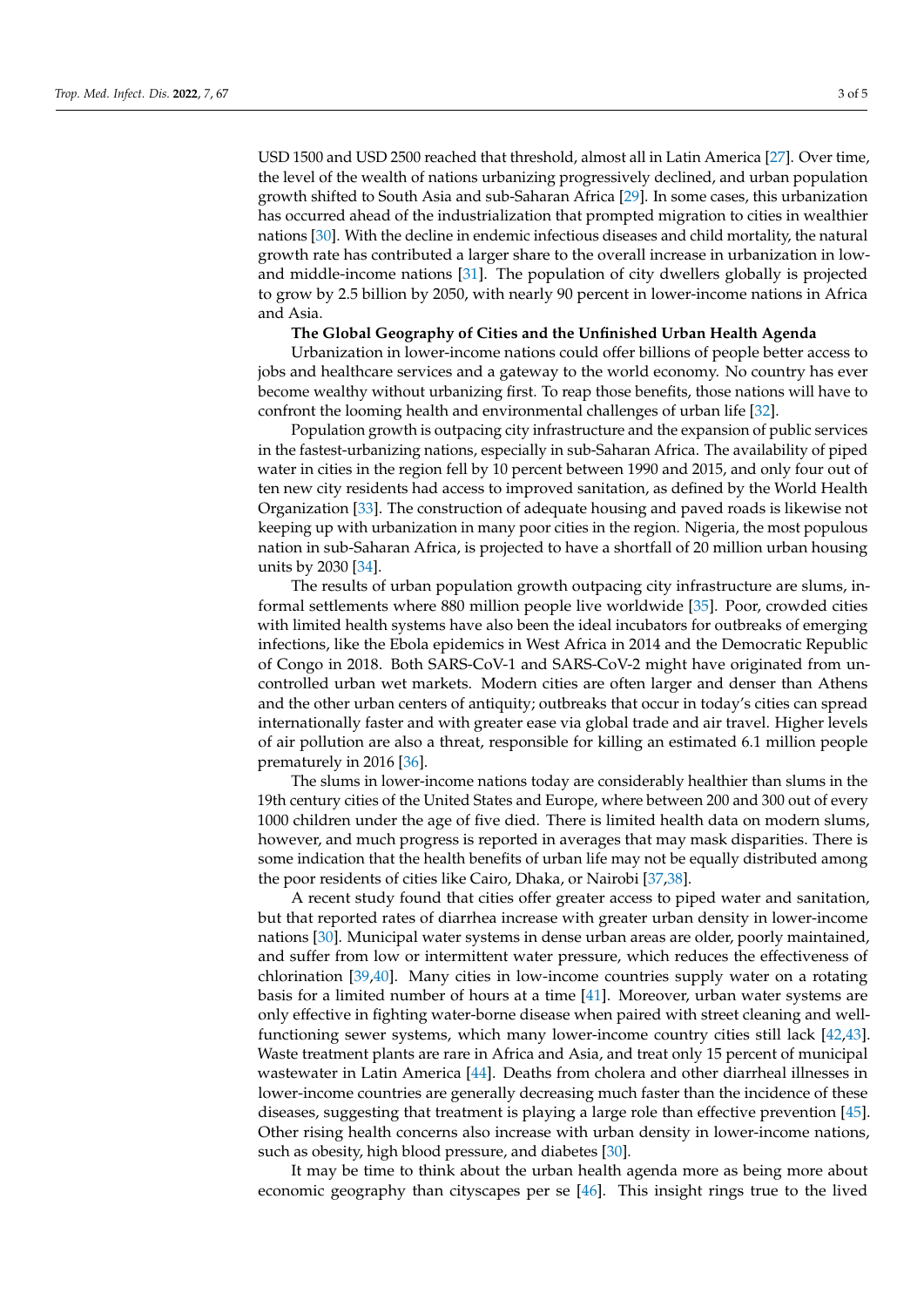USD 1500 and USD 2500 reached that threshold, almost all in Latin America [27]. Over time, the level of the wealth of nations urbanizing progressively declined, and urban population growth shifted to South Asia and sub-Saharan Africa [29]. In some cases, this urbanization has occurred ahead of the industrialization that prompted migration to cities in wealthier nations [30]. With the decline in endemic infectious diseases and child mortality, the natural growth rate has contributed a larger share to the overall increase in urbanization in low- and middle-income nations [31]. The population of city dwellers globally is projected to grow by 2.5 billion by 2050, with nearly 90 percent in lower-income nations in Africa and Asia.

**The Global Geography of Cities and the Unfinished Urban Health Agenda**

Urbanization in lower-income nations could offer billions of people better access to jobs and healthcare services and a gateway to the world economy. No country has ever become wealthy without urbanizing first. To reap those benefits, those nations will have to confront the looming health and environmental challenges of urban life [32].

Population growth is outpacing city infrastructure and the expansion of public services in the fastest-urbanizing nations, especially in sub-Saharan Africa. The availability of piped water in cities in the region fell by 10 percent between 1990 and 2015, and only four out of ten new city residents had access to improved sanitation, as defined by the World Health Organization [33]. The construction of adequate housing and paved roads is likewise not keeping up with urbanization in many poor cities in the region. Nigeria, the most populous nation in sub-Saharan Africa, is projected to have a shortfall of 20 million urban housing units by 2030 [34].

The results of urban population growth outpacing city infrastructure are slums, informal settlements where 880 million people live worldwide [35]. Poor, crowded cities with limited health systems have also been the ideal incubators for outbreaks of emerging infections, like the Ebola epidemics in West Africa in 2014 and the Democratic Republic of Congo in 2018. Both SARS-CoV-1 and SARS-CoV-2 might have originated from uncontrolled urban wet markets. Modern cities are often larger and denser than Athens and the other urban centers of antiquity; outbreaks that occur in today's cities can spread internationally faster and with greater ease via global trade and air travel. Higher levels of air pollution are also a threat, responsible for killing an estimated 6.1 million people prematurely in 2016 [36].

The slums in lower-income nations today are considerably healthier than slums in the 19th century cities of the United States and Europe, where between 200 and 300 out of every 1000 children under the age of five died. There is limited health data on modern slums, however, and much progress is reported in averages that may mask disparities. There is some indication that the health benefits of urban life may not be equally distributed among the poor residents of cities like Cairo, Dhaka, or Nairobi [37,38].

A recent study found that cities offer greater access to piped water and sanitation, but that reported rates of diarrhea increase with greater urban density in lower-income nations [30]. Municipal water systems in dense urban areas are older, poorly maintained, and suffer from low or intermittent water pressure, which reduces the effectiveness of chlorination [39,40]. Many cities in low-income countries supply water on a rotating basis for a limited number of hours at a time [41]. Moreover, urban water systems are only effective in fighting water-borne disease when paired with street cleaning and well-functioning sewer systems, which many lower-income country cities still lack [42,43]. Waste treatment plants are rare in Africa and Asia, and treat only 15 percent of municipal wastewater in Latin America [44]. Deaths from cholera and other diarrheal illnesses in lower-income countries are generally decreasing much faster than the incidence of these diseases, suggesting that treatment is playing a large role than effective prevention [45]. Other rising health concerns also increase with urban density in lower-income nations, such as obesity, high blood pressure, and diabetes [30].

It may be time to think about the urban health agenda more as being more about economic geography than cityscapes per se [46]. This insight rings true to the lived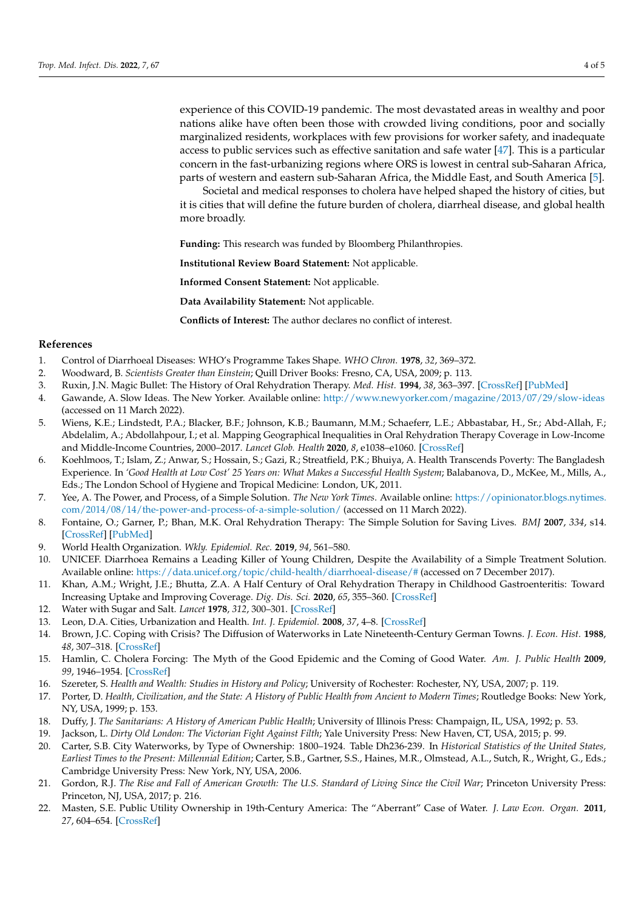experience of this COVID-19 pandemic. The most devastated areas in wealthy and poor nations alike have often been those with crowded living conditions, poor and socially marginalized residents, workplaces with few provisions for worker safety, and inadequate access to public services such as effective sanitation and safe water [47]. This is a particular concern in the fast-urbanizing regions where ORS is lowest in central sub-Saharan Africa, parts of western and eastern sub-Saharan Africa, the Middle East, and South America [5].

Societal and medical responses to cholera have helped shaped the history of cities, but it is cities that will define the future burden of cholera, diarrheal disease, and global health more broadly.

**Funding:** This research was funded by Bloomberg Philanthropies.

**Institutional Review Board Statement:** Not applicable.

**Informed Consent Statement:** Not applicable.

**Data Availability Statement:** Not applicable.

**Conflicts of Interest:** The author declares no conflict of interest.

## References

1. Control of Diarrhoeal Diseases: WHO's Programme Takes Shape. *WHO Chron.* **1978**, *32*, 369–372.
2. Woodward, B. *Scientists Greater than Einstein*; Quill Driver Books: Fresno, CA, USA, 2009; p. 113.
3. Ruxin, J.N. Magic Bullet: The History of Oral Rehydration Therapy. *Med. Hist.* **1994**, *38*, 363–397. [CrossRef] [PubMed]
4. Gawande, A. Slow Ideas. The New Yorker. Available online: http://www.newyorker.com/magazine/2013/07/29/slow-ideas (accessed on 11 March 2022).
5. Wiens, K.E.; Lindstedt, P.A.; Blacker, B.F.; Johnson, K.B.; Baumann, M.M.; Schaeferr, L.E.; Abbastabar, H., Sr.; Abd-Allah, F.; Abdelalim, A.; Abdollahpour, I.; et al. Mapping Geographical Inequalities in Oral Rehydration Therapy Coverage in Low-Income and Middle-Income Countries, 2000–2017. *Lancet Glob. Health* **2020**, *8*, e1038–e1060. [CrossRef]
6. Koehlmoos, T.; Islam, Z.; Anwar, S.; Hossain, S.; Gazi, R.; Streatfield, P.K.; Bhuiya, A. Health Transcends Poverty: The Bangladesh Experience. In *'Good Health at Low Cost' 25 Years on: What Makes a Successful Health System*; Balabanova, D., McKee, M., Mills, A., Eds.; The London School of Hygiene and Tropical Medicine: London, UK, 2011.
7. Yee, A. The Power, and Process, of a Simple Solution. *The New York Times*. Available online: https://opinionator.blogs.nytimes.com/2014/08/14/the-power-and-process-of-a-simple-solution/ (accessed on 11 March 2022).
8. Fontaine, O.; Garner, P.; Bhan, M.K. Oral Rehydration Therapy: The Simple Solution for Saving Lives. *BMJ* **2007**, *334*, s14. [CrossRef] [PubMed]
9. World Health Organization. *Wkly. Epidemiol. Rec.* **2019**, *94*, 561–580.
10. UNICEF. Diarrhoea Remains a Leading Killer of Young Children, Despite the Availability of a Simple Treatment Solution. Available online: https://data.unicef.org/topic/child-health/diarrhoeal-disease/# (accessed on 7 December 2017).
11. Khan, A.M.; Wright, J.E.; Bhutta, Z.A. A Half Century of Oral Rehydration Therapy in Childhood Gastroenteritis: Toward Increasing Uptake and Improving Coverage. *Dig. Dis. Sci.* **2020**, *65*, 355–360. [CrossRef]
12. Water with Sugar and Salt. *Lancet* **1978**, *312*, 300–301. [CrossRef]
13. Leon, D.A. Cities, Urbanization and Health. *Int. J. Epidemiol.* **2008**, *37*, 4–8. [CrossRef]
14. Brown, J.C. Coping with Crisis? The Diffusion of Waterworks in Late Nineteenth-Century German Towns. *J. Econ. Hist.* **1988**, *48*, 307–318. [CrossRef]
15. Hamlin, C. Cholera Forcing: The Myth of the Good Epidemic and the Coming of Good Water. *Am. J. Public Health* **2009**, *99*, 1946–1954. [CrossRef]
16. Szereter, S. *Health and Wealth: Studies in History and Policy*; University of Rochester: Rochester, NY, USA, 2007; p. 119.
17. Porter, D. *Health, Civilization, and the State: A History of Public Health from Ancient to Modern Times*; Routledge Books: New York, NY, USA, 1999; p. 153.
18. Duffy, J. *The Sanitarians: A History of American Public Health*; University of Illinois Press: Champaign, IL, USA, 1992; p. 53.
19. Jackson, L. *Dirty Old London: The Victorian Fight Against Filth*; Yale University Press: New Haven, CT, USA, 2015; p. 99.
20. Carter, S.B. City Waterworks, by Type of Ownership: 1800–1924. Table Dh236-239. In *Historical Statistics of the United States, Earliest Times to the Present: Millennial Edition*; Carter, S.B., Gartner, S.S., Haines, M.R., Olmstead, A.L., Sutch, R., Wright, G., Eds.; Cambridge University Press: New York, NY, USA, 2006.
21. Gordon, R.J. *The Rise and Fall of American Growth: The U.S. Standard of Living Since the Civil War*; Princeton University Press: Princeton, NJ, USA, 2017; p. 216.
22. Masten, S.E. Public Utility Ownership in 19th-Century America: The "Aberrant" Case of Water. *J. Law Econ. Organ.* **2011**, *27*, 604–654. [CrossRef]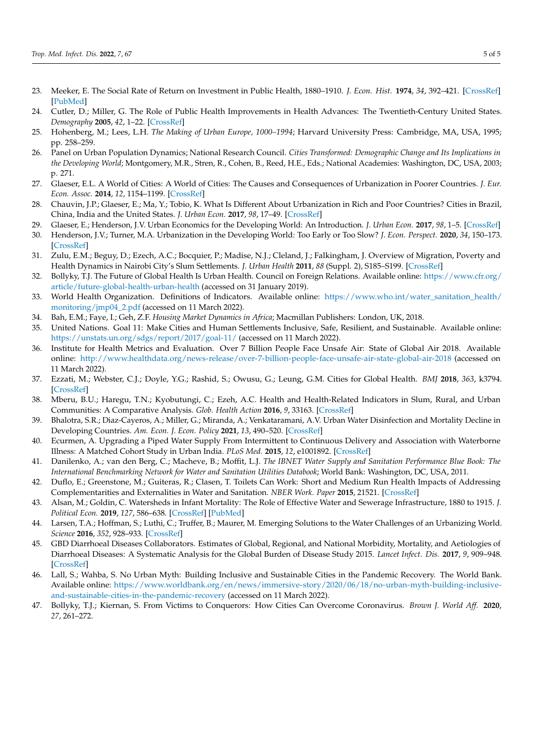23. Meeker, E. The Social Rate of Return on Investment in Public Health, 1880–1910. *J. Econ. Hist.* **1974**, *34*, 392–421. [CrossRef] [PubMed]
24. Cutler, D.; Miller, G. The Role of Public Health Improvements in Health Advances: The Twentieth-Century United States. *Demography* **2005**, *42*, 1–22. [CrossRef]
25. Hohenberg, M.; Lees, L.H. *The Making of Urban Europe, 1000–1994*; Harvard University Press: Cambridge, MA, USA, 1995; pp. 258–259.
26. Panel on Urban Population Dynamics; National Research Council. *Cities Transformed: Demographic Change and Its Implications in the Developing World*; Montgomery, M.R., Stren, R., Cohen, B., Reed, H.E., Eds.; National Academies: Washington, DC, USA, 2003; p. 271.
27. Glaeser, E.L. A World of Cities: A World of Cities: The Causes and Consequences of Urbanization in Poorer Countries. *J. Eur. Econ. Assoc.* **2014**, *12*, 1154–1199. [CrossRef]
28. Chauvin, J.P.; Glaeser, E.; Ma, Y.; Tobio, K. What Is Different About Urbanization in Rich and Poor Countries? Cities in Brazil, China, India and the United States. *J. Urban Econ.* **2017**, *98*, 17–49. [CrossRef]
29. Glaeser, E.; Henderson, J.V. Urban Economics for the Developing World: An Introduction. *J. Urban Econ.* **2017**, *98*, 1–5. [CrossRef]
30. Henderson, J.V.; Turner, M.A. Urbanization in the Developing World: Too Early or Too Slow? *J. Econ. Perspect.* **2020**, *34*, 150–173. [CrossRef]
31. Zulu, E.M.; Beguy, D.; Ezech, A.C.; Bocquier, P.; Madise, N.J.; Cleland, J.; Falkingham, J. Overview of Migration, Poverty and Health Dynamics in Nairobi City's Slum Settlements. *J. Urban Health* **2011**, *88* (Suppl. 2), S185–S199. [CrossRef]
32. Bollyky, T.J. The Future of Global Health Is Urban Health. Council on Foreign Relations. Available online: https://www.cfr.org/article/future-global-health-urban-health (accessed on 31 January 2019).
33. World Health Organization. Definitions of Indicators. Available online: https://www.who.int/water_sanitation_health/monitoring/jmp04_2.pdf (accessed on 11 March 2022).
34. Bah, E.M.; Faye, I.; Geh, Z.F. *Housing Market Dynamics in Africa*; Macmillan Publishers: London, UK, 2018.
35. United Nations. Goal 11: Make Cities and Human Settlements Inclusive, Safe, Resilient, and Sustainable. Available online: https://unstats.un.org/sdgs/report/2017/goal-11/ (accessed on 11 March 2022).
36. Institute for Health Metrics and Evaluation. Over 7 Billion People Face Unsafe Air: State of Global Air 2018. Available online: http://www.healthdata.org/news-release/over-7-billion-people-face-unsafe-air-state-global-air-2018 (accessed on 11 March 2022).
37. Ezzati, M.; Webster, C.J.; Doyle, Y.G.; Rashid, S.; Owusu, G.; Leung, G.M. Cities for Global Health. *BMJ* **2018**, *363*, k3794. [CrossRef]
38. Mberu, B.U.; Haregu, T.N.; Kyobutungi, C.; Ezeh, A.C. Health and Health-Related Indicators in Slum, Rural, and Urban Communities: A Comparative Analysis. *Glob. Health Action* **2016**, *9*, 33163. [CrossRef]
39. Bhalotra, S.R.; Diaz-Cayeros, A.; Miller, G.; Miranda, A.; Venkataramani, A.V. Urban Water Disinfection and Mortality Decline in Developing Countries. *Am. Econ. J. Econ. Policy* **2021**, *13*, 490–520. [CrossRef]
40. Ecurmen, A. Upgrading a Piped Water Supply From Intermittent to Continuous Delivery and Association with Waterborne Illness: A Matched Cohort Study in Urban India. *PLoS Med.* **2015**, *12*, e1001892. [CrossRef]
41. Danilenko, A.; van den Berg, C.; Macheve, B.; Moffit, L.J. *The IBNET Water Supply and Sanitation Performance Blue Book: The International Benchmarking Network for Water and Sanitation Utilities Databook*; World Bank: Washington, DC, USA, 2011.
42. Duflo, E.; Greenstone, M.; Guiteras, R.; Clasen, T. Toilets Can Work: Short and Medium Run Health Impacts of Addressing Complementarities and Externalities in Water and Sanitation. *NBER Work. Paper* **2015**, 21521. [CrossRef]
43. Alsan, M.; Goldin, C. Watersheds in Infant Mortality: The Role of Effective Water and Sewerage Infrastructure, 1880 to 1915. *J. Political Econ.* **2019**, *127*, 586–638. [CrossRef] [PubMed]
44. Larsen, T.A.; Hoffman, S.; Luthi, C.; Truffer, B.; Maurer, M. Emerging Solutions to the Water Challenges of an Urbanizing World. *Science* **2016**, *352*, 928–933. [CrossRef]
45. GBD Diarrhoeal Diseases Collaborators. Estimates of Global, Regional, and National Morbidity, Mortality, and Aetiologies of Diarrhoeal Diseases: A Systematic Analysis for the Global Burden of Disease Study 2015. *Lancet Infect. Dis.* **2017**, *9*, 909–948. [CrossRef]
46. Lall, S.; Wahba, S. No Urban Myth: Building Inclusive and Sustainable Cities in the Pandemic Recovery. The World Bank. Available online: https://www.worldbank.org/en/news/immersive-story/2020/06/18/no-urban-myth-building-inclusive-and-sustainable-cities-in-the-pandemic-recovery (accessed on 11 March 2022).
47. Bollyky, T.J.; Kiernan, S. From Victims to Conquerors: How Cities Can Overcome Coronavirus. *Brown J. World Aff.* **2020**, *27*, 261–272.